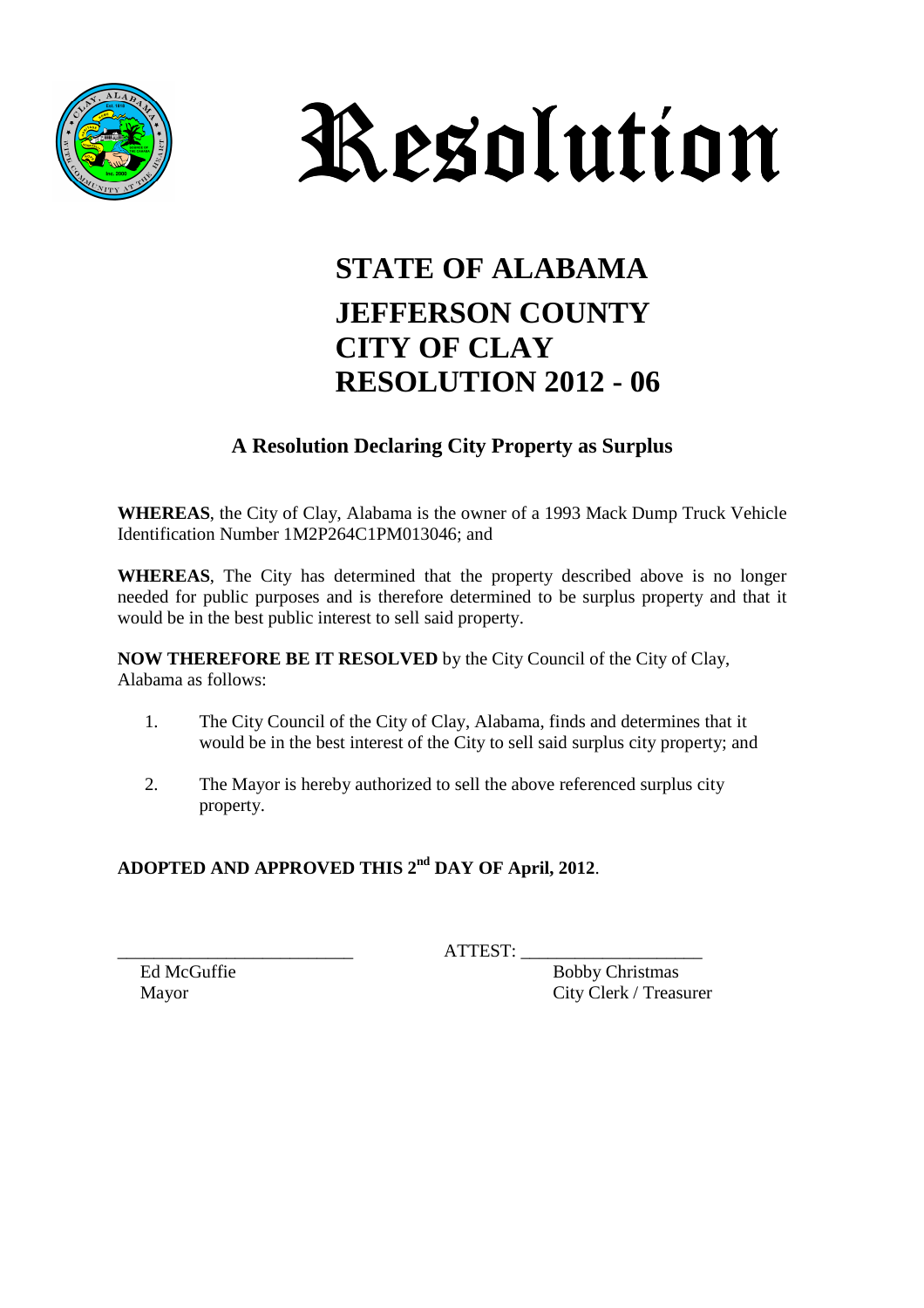# Resolution

## STATE OF ALABAMA
## JEFFERSON COUNTY
## CITY OF CLAY
## RESOLUTION 2012 - 06

### A Resolution Declaring City Property as Surplus

**WHEREAS**, the City of Clay, Alabama is the owner of a 1993 Mack Dump Truck Vehicle Identification Number 1M2P264C1PM013046; and

**WHEREAS**, The City has determined that the property described above is no longer needed for public purposes and is therefore determined to be surplus property and that it would be in the best public interest to sell said property.

**NOW THEREFORE BE IT RESOLVED** by the City Council of the City of Clay, Alabama as follows:

1. The City Council of the City of Clay, Alabama, finds and determines that it would be in the best interest of the City to sell said surplus city property; and

2. The Mayor is hereby authorized to sell the above referenced surplus city property.

**ADOPTED AND APPROVED THIS 2nd DAY OF April, 2012**.

\_\_\_\_\_\_\_\_\_\_\_\_\_\_\_\_\_\_\_\_\_\_\_\_\_\_ ATTEST: \_\_\_\_\_\_\_\_\_\_\_\_\_\_\_\_\_\_\_\_

Ed McGuffie
Mayor

Bobby Christmas
City Clerk / Treasurer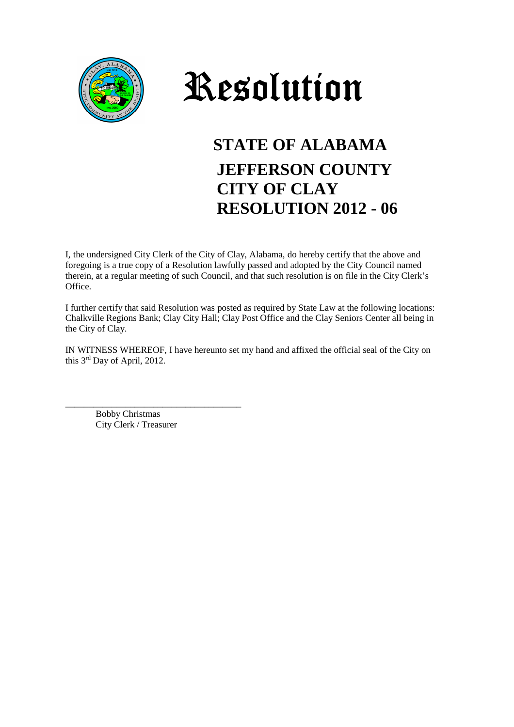# Resolution

## STATE OF ALABAMA
## JEFFERSON COUNTY
## CITY OF CLAY
## RESOLUTION 2012 - 06

I, the undersigned City Clerk of the City of Clay, Alabama, do hereby certify that the above and foregoing is a true copy of a Resolution lawfully passed and adopted by the City Council named therein, at a regular meeting of such Council, and that such resolution is on file in the City Clerk's Office.

I further certify that said Resolution was posted as required by State Law at the following locations: Chalkville Regions Bank; Clay City Hall; Clay Post Office and the Clay Seniors Center all being in the City of Clay.

IN WITNESS WHEREOF, I have hereunto set my hand and affixed the official seal of the City on this 3rd Day of April, 2012.

\_\_\_\_\_\_\_\_\_\_\_\_\_\_\_\_\_\_\_\_\_\_\_\_\_\_\_\_\_\_\_\_\_\_\_\_\_\_

Bobby Christmas
City Clerk / Treasurer